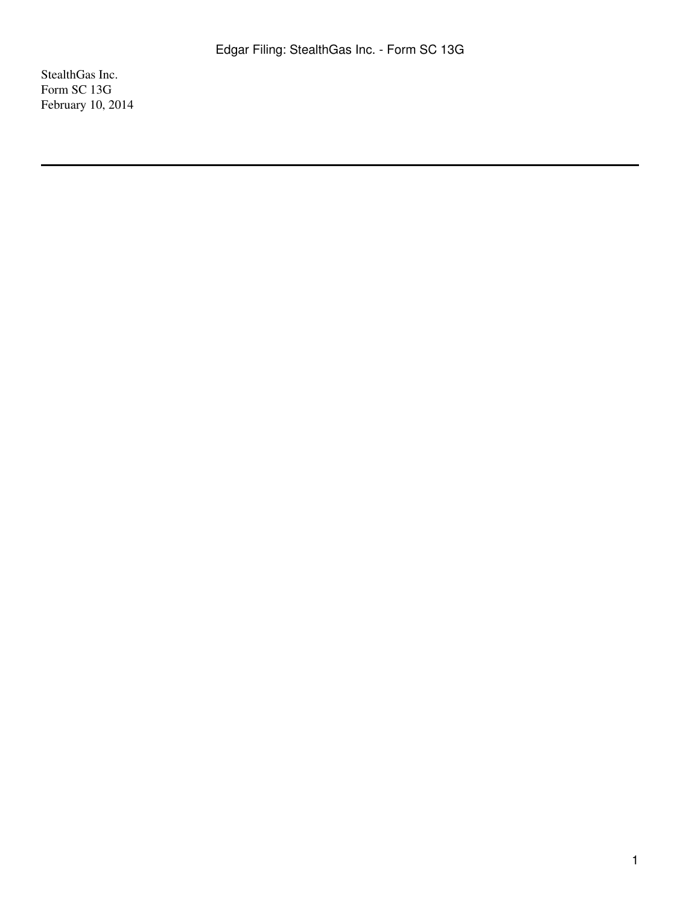StealthGas Inc.
Form SC 13G
February 10, 2014

---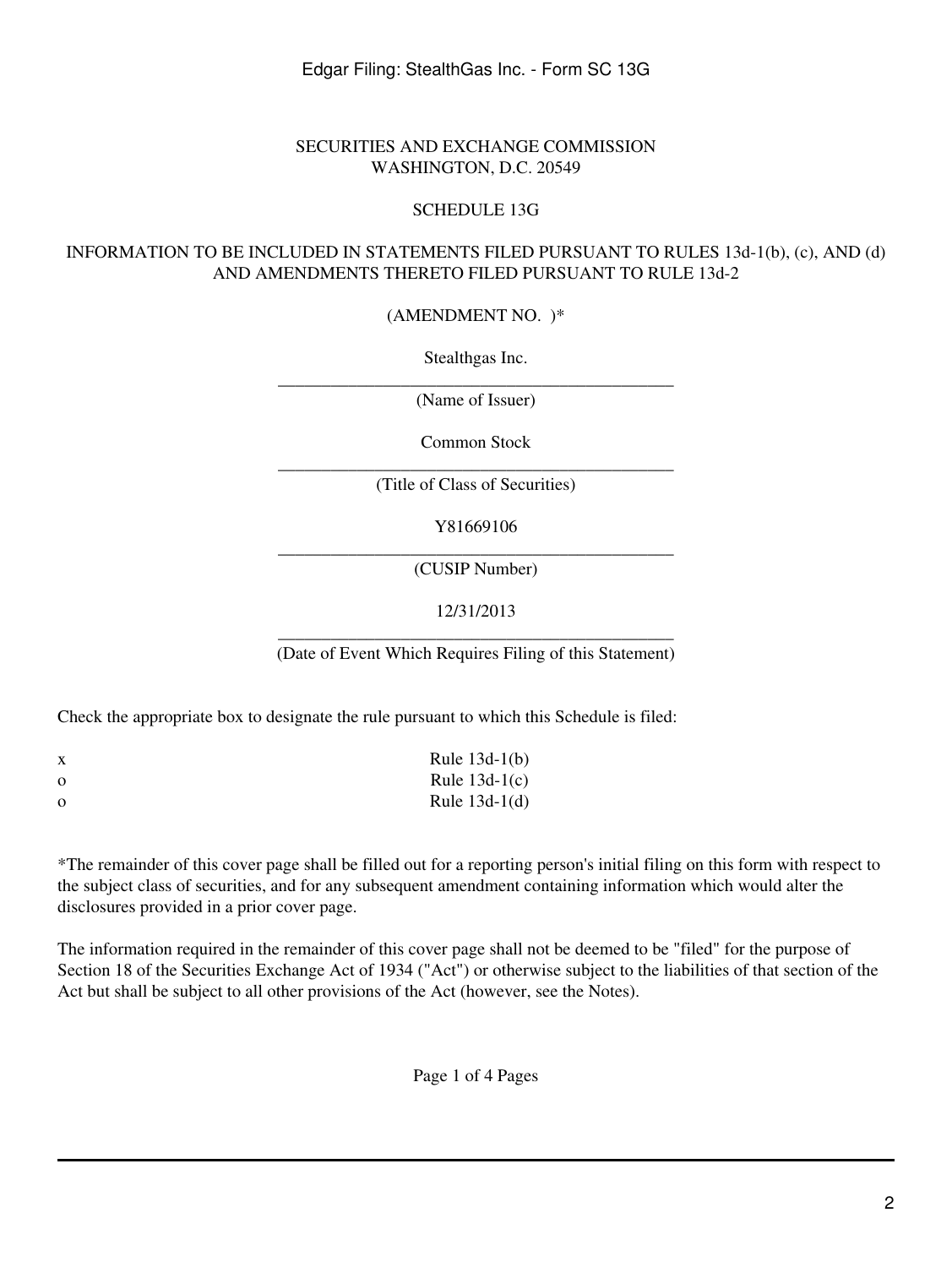SECURITIES AND EXCHANGE COMMISSION
WASHINGTON, D.C. 20549

SCHEDULE 13G

INFORMATION TO BE INCLUDED IN STATEMENTS FILED PURSUANT TO RULES 13d-1(b), (c), AND (d) AND AMENDMENTS THERETO FILED PURSUANT TO RULE 13d-2

(AMENDMENT NO. )*

Stealthgas Inc.
_______________________________________________
(Name of Issuer)

Common Stock
_______________________________________________
(Title of Class of Securities)

Y81669106
_______________________________________________
(CUSIP Number)

12/31/2013
_______________________________________________
(Date of Event Which Requires Filing of this Statement)

Check the appropriate box to designate the rule pursuant to which this Schedule is filed:

x Rule 13d-1(b)
o Rule 13d-1(c)
o Rule 13d-1(d)

*The remainder of this cover page shall be filled out for a reporting person's initial filing on this form with respect to the subject class of securities, and for any subsequent amendment containing information which would alter the disclosures provided in a prior cover page.

The information required in the remainder of this cover page shall not be deemed to be "filed" for the purpose of Section 18 of the Securities Exchange Act of 1934 ("Act") or otherwise subject to the liabilities of that section of the Act but shall be subject to all other provisions of the Act (however, see the Notes).

Page 1 of 4 Pages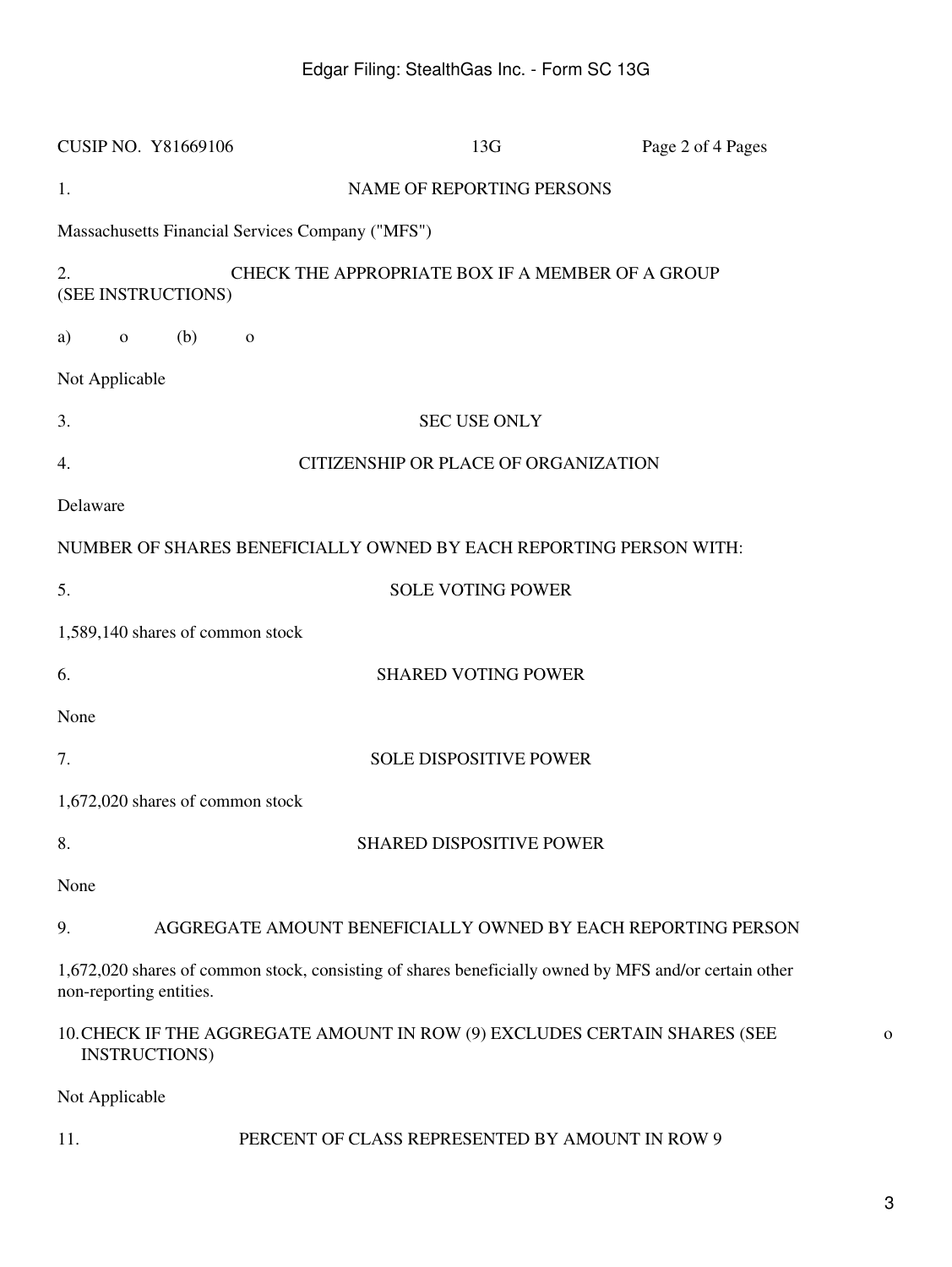CUSIP NO. Y81669106 13G Page 2 of 4 Pages

1. NAME OF REPORTING PERSONS

Massachusetts Financial Services Company ("MFS")

2. CHECK THE APPROPRIATE BOX IF A MEMBER OF A GROUP (SEE INSTRUCTIONS)

a) o (b) o

Not Applicable

3. SEC USE ONLY

4. CITIZENSHIP OR PLACE OF ORGANIZATION

Delaware

NUMBER OF SHARES BENEFICIALLY OWNED BY EACH REPORTING PERSON WITH:

5. SOLE VOTING POWER

1,589,140 shares of common stock

6. SHARED VOTING POWER

None

7. SOLE DISPOSITIVE POWER

1,672,020 shares of common stock

8. SHARED DISPOSITIVE POWER

None

9. AGGREGATE AMOUNT BENEFICIALLY OWNED BY EACH REPORTING PERSON

1,672,020 shares of common stock, consisting of shares beneficially owned by MFS and/or certain other non-reporting entities.

10. CHECK IF THE AGGREGATE AMOUNT IN ROW (9) EXCLUDES CERTAIN SHARES (SEE INSTRUCTIONS) o

Not Applicable

11. PERCENT OF CLASS REPRESENTED BY AMOUNT IN ROW 9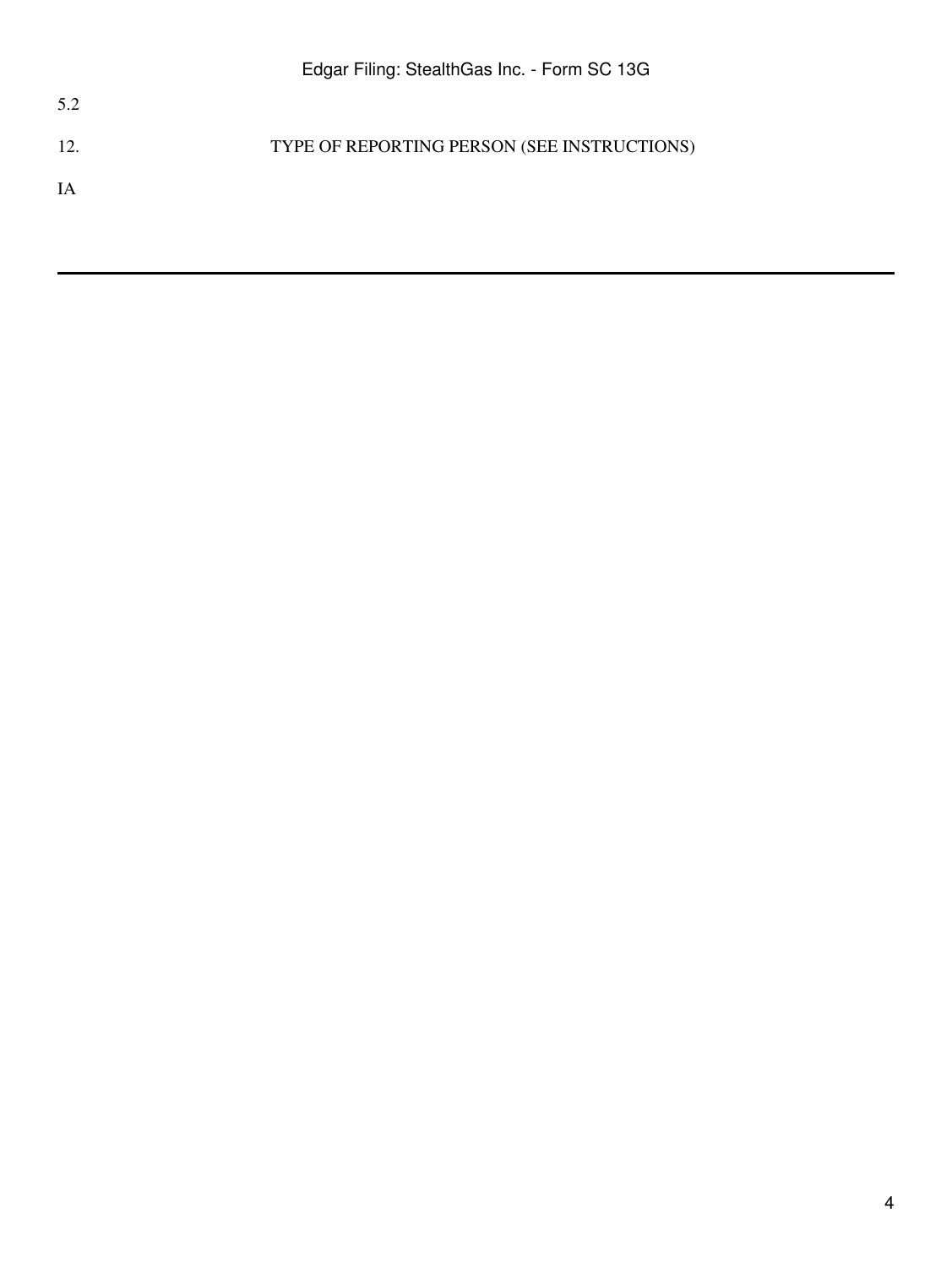5.2

12. TYPE OF REPORTING PERSON (SEE INSTRUCTIONS)

IA

---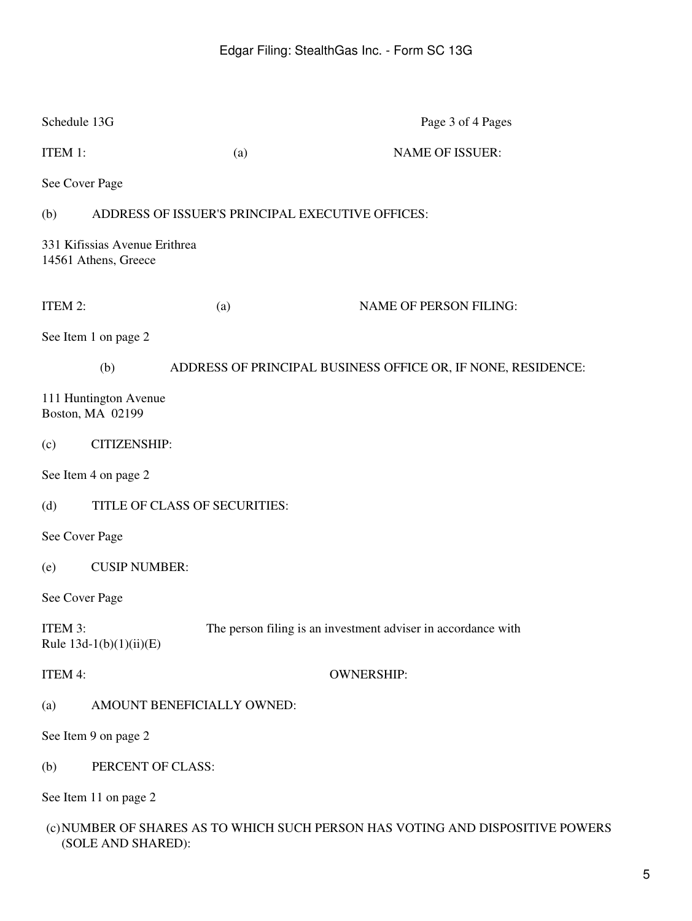Schedule 13G

ITEM 1: (a) NAME OF ISSUER:

See Cover Page

(b) ADDRESS OF ISSUER'S PRINCIPAL EXECUTIVE OFFICES:

331 Kifissias Avenue Erithrea
14561 Athens, Greece

ITEM 2: (a) NAME OF PERSON FILING:

See Item 1 on page 2

(b) ADDRESS OF PRINCIPAL BUSINESS OFFICE OR, IF NONE, RESIDENCE:

111 Huntington Avenue
Boston, MA 02199

(c) CITIZENSHIP:

See Item 4 on page 2

(d) TITLE OF CLASS OF SECURITIES:

See Cover Page

(e) CUSIP NUMBER:

See Cover Page

ITEM 3: The person filing is an investment adviser in accordance with Rule 13d-1(b)(1)(ii)(E)

ITEM 4: OWNERSHIP:

(a) AMOUNT BENEFICIALLY OWNED:

See Item 9 on page 2

(b) PERCENT OF CLASS:

See Item 11 on page 2

(c) NUMBER OF SHARES AS TO WHICH SUCH PERSON HAS VOTING AND DISPOSITIVE POWERS (SOLE AND SHARED):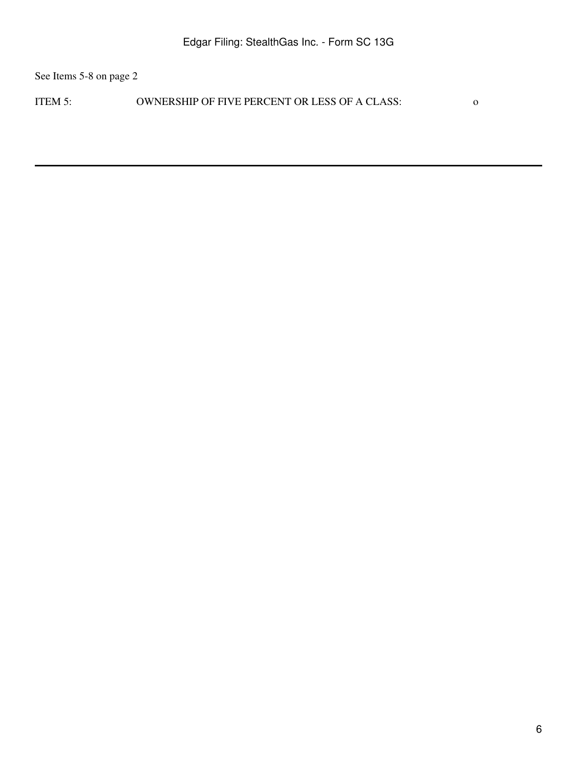See Items 5-8 on page 2

ITEM 5: OWNERSHIP OF FIVE PERCENT OR LESS OF A CLASS: o

---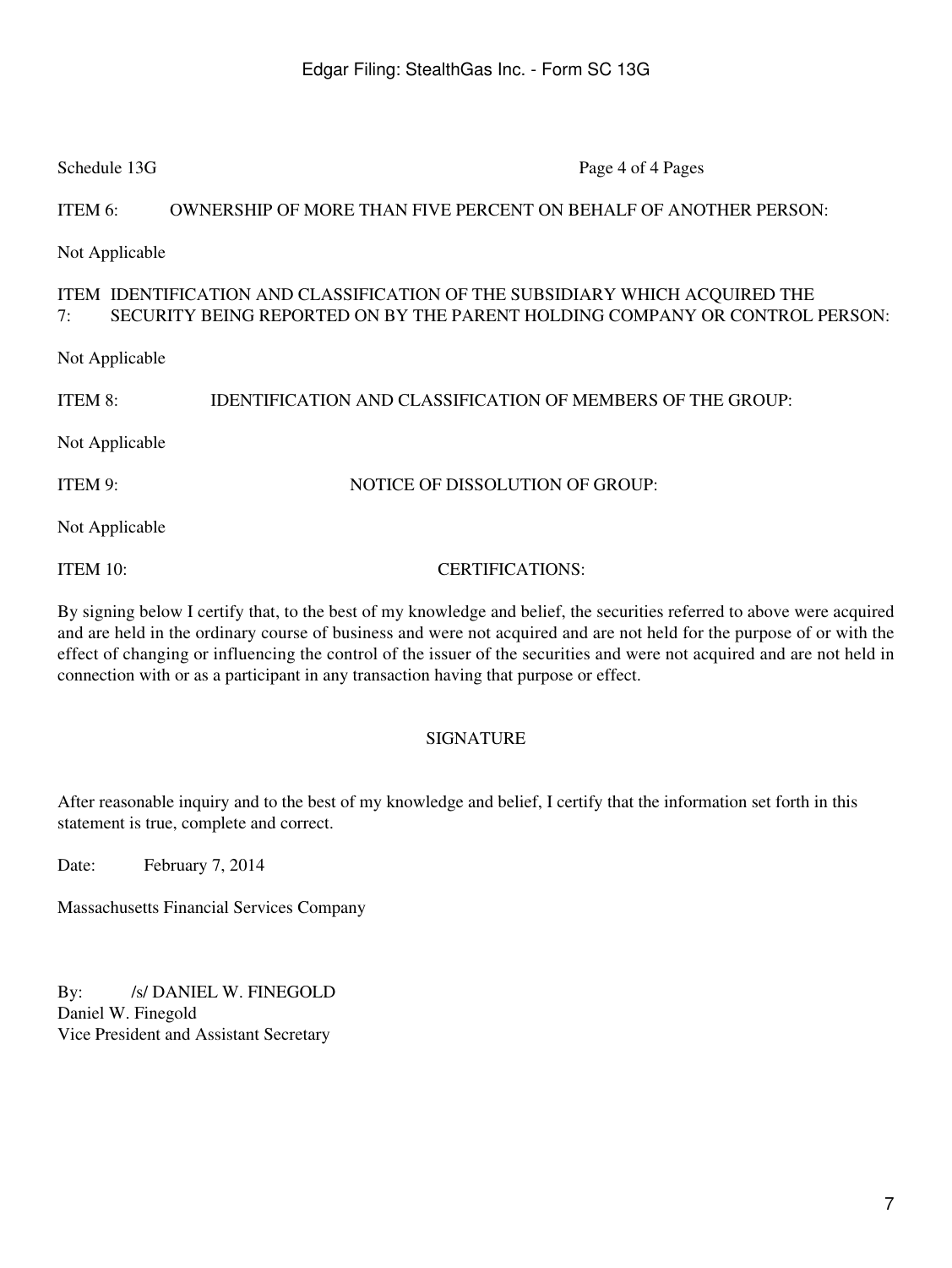Schedule 13G

ITEM 6: OWNERSHIP OF MORE THAN FIVE PERCENT ON BEHALF OF ANOTHER PERSON:

Not Applicable

ITEM 7: IDENTIFICATION AND CLASSIFICATION OF THE SUBSIDIARY WHICH ACQUIRED THE SECURITY BEING REPORTED ON BY THE PARENT HOLDING COMPANY OR CONTROL PERSON:

Not Applicable

ITEM 8: IDENTIFICATION AND CLASSIFICATION OF MEMBERS OF THE GROUP:

Not Applicable

ITEM 9: NOTICE OF DISSOLUTION OF GROUP:

Not Applicable

ITEM 10: CERTIFICATIONS:

By signing below I certify that, to the best of my knowledge and belief, the securities referred to above were acquired and are held in the ordinary course of business and were not acquired and are not held for the purpose of or with the effect of changing or influencing the control of the issuer of the securities and were not acquired and are not held in connection with or as a participant in any transaction having that purpose or effect.

SIGNATURE

After reasonable inquiry and to the best of my knowledge and belief, I certify that the information set forth in this statement is true, complete and correct.

Date: February 7, 2014

Massachusetts Financial Services Company

By: /s/ DANIEL W. FINEGOLD
Daniel W. Finegold
Vice President and Assistant Secretary